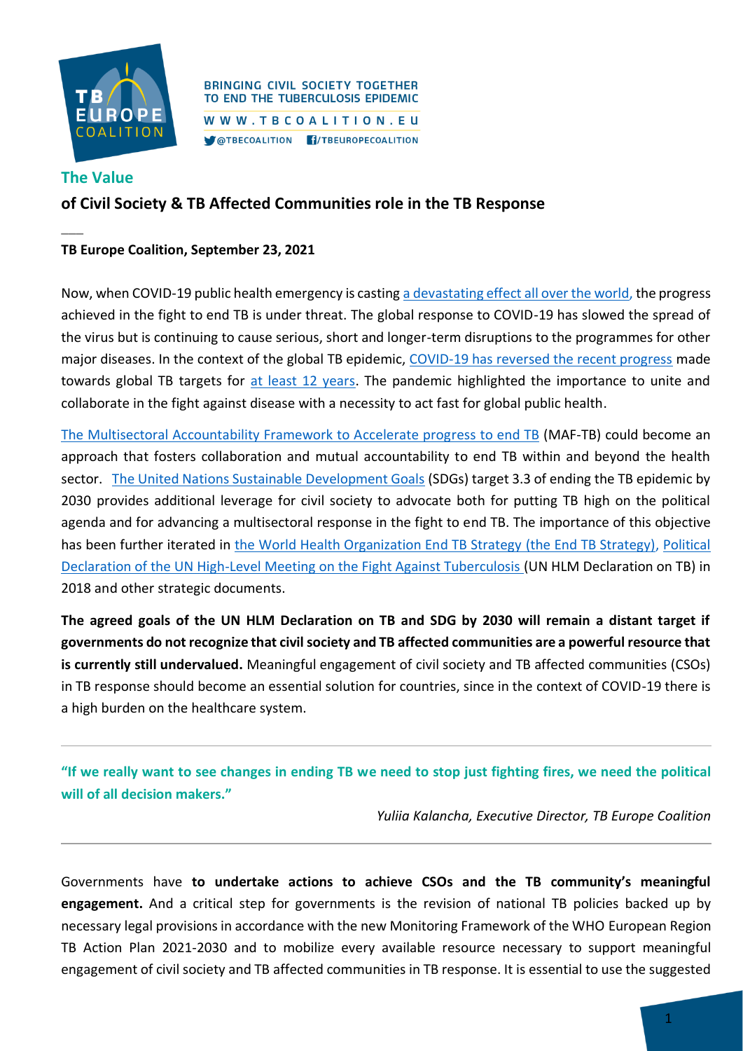BRINGING CIVIL SOCIETY TOGETHER TO END THE TUBERCULOSIS EPIDEMIC

WWW.TBCOALITION.EU

@TBECOALITION /TBEUROPECOALITION

# The Value

## of Civil Society & TB Affected Communities role in the TB Response

**TB Europe Coalition, September 23, 2021**

Now, when COVID-19 public health emergency is casting a devastating effect all over the world, the progress achieved in the fight to end TB is under threat. The global response to COVID-19 has slowed the spread of the virus but is continuing to cause serious, short and longer-term disruptions to the programmes for other major diseases. In the context of the global TB epidemic, COVID-19 has reversed the recent progress made towards global TB targets for at least 12 years. The pandemic highlighted the importance to unite and collaborate in the fight against disease with a necessity to act fast for global public health.

The Multisectoral Accountability Framework to Accelerate progress to end TB (MAF-TB) could become an approach that fosters collaboration and mutual accountability to end TB within and beyond the health sector. The United Nations Sustainable Development Goals (SDGs) target 3.3 of ending the TB epidemic by 2030 provides additional leverage for civil society to advocate both for putting TB high on the political agenda and for advancing a multisectoral response in the fight to end TB. The importance of this objective has been further iterated in the World Health Organization End TB Strategy (the End TB Strategy), Political Declaration of the UN High-Level Meeting on the Fight Against Tuberculosis (UN HLM Declaration on TB) in 2018 and other strategic documents.

**The agreed goals of the UN HLM Declaration on TB and SDG by 2030 will remain a distant target if governments do not recognize that civil society and TB affected communities are a powerful resource that is currently still undervalued.** Meaningful engagement of civil society and TB affected communities (CSOs) in TB response should become an essential solution for countries, since in the context of COVID-19 there is a high burden on the healthcare system.

---

**"If we really want to see changes in ending TB we need to stop just fighting fires, we need the political will of all decision makers."**

*Yuliia Kalancha, Executive Director, TB Europe Coalition*

---

Governments have **to undertake actions to achieve CSOs and the TB community's meaningful engagement.** And a critical step for governments is the revision of national TB policies backed up by necessary legal provisions in accordance with the new Monitoring Framework of the WHO European Region TB Action Plan 2021-2030 and to mobilize every available resource necessary to support meaningful engagement of civil society and TB affected communities in TB response. It is essential to use the suggested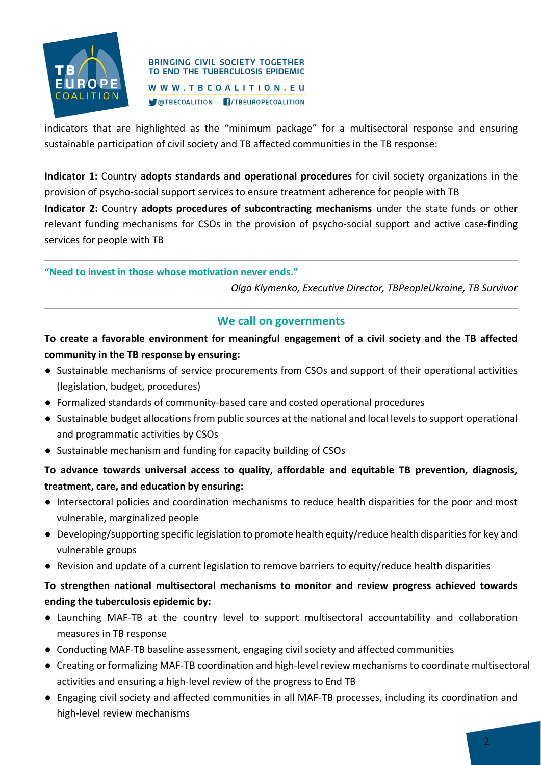indicators that are highlighted as the "minimum package" for a multisectoral response and ensuring sustainable participation of civil society and TB affected communities in the TB response:

**Indicator 1:** Country **adopts standards and operational procedures** for civil society organizations in the provision of psycho-social support services to ensure treatment adherence for people with TB

**Indicator 2:** Country **adopts procedures of subcontracting mechanisms** under the state funds or other relevant funding mechanisms for CSOs in the provision of psycho-social support and active case-finding services for people with TB

---

**"Need to invest in those whose motivation never ends."**

*Olga Klymenko, Executive Director, TBPeopleUkraine, TB Survivor*

---

## We call on governments

**To create a favorable environment for meaningful engagement of a civil society and the TB affected community in the TB response by ensuring:**

- Sustainable mechanisms of service procurements from CSOs and support of their operational activities (legislation, budget, procedures)
- Formalized standards of community-based care and costed operational procedures
- Sustainable budget allocations from public sources at the national and local levels to support operational and programmatic activities by CSOs
- Sustainable mechanism and funding for capacity building of CSOs

**To advance towards universal access to quality, affordable and equitable TB prevention, diagnosis, treatment, care, and education by ensuring:**

- Intersectoral policies and coordination mechanisms to reduce health disparities for the poor and most vulnerable, marginalized people
- Developing/supporting specific legislation to promote health equity/reduce health disparities for key and vulnerable groups
- Revision and update of a current legislation to remove barriers to equity/reduce health disparities

**To strengthen national multisectoral mechanisms to monitor and review progress achieved towards ending the tuberculosis epidemic by:**

- Launching MAF-TB at the country level to support multisectoral accountability and collaboration measures in TB response
- Conducting MAF-TB baseline assessment, engaging civil society and affected communities
- Creating or formalizing MAF-TB coordination and high-level review mechanisms to coordinate multisectoral activities and ensuring a high-level review of the progress to End TB
- Engaging civil society and affected communities in all MAF-TB processes, including its coordination and high-level review mechanisms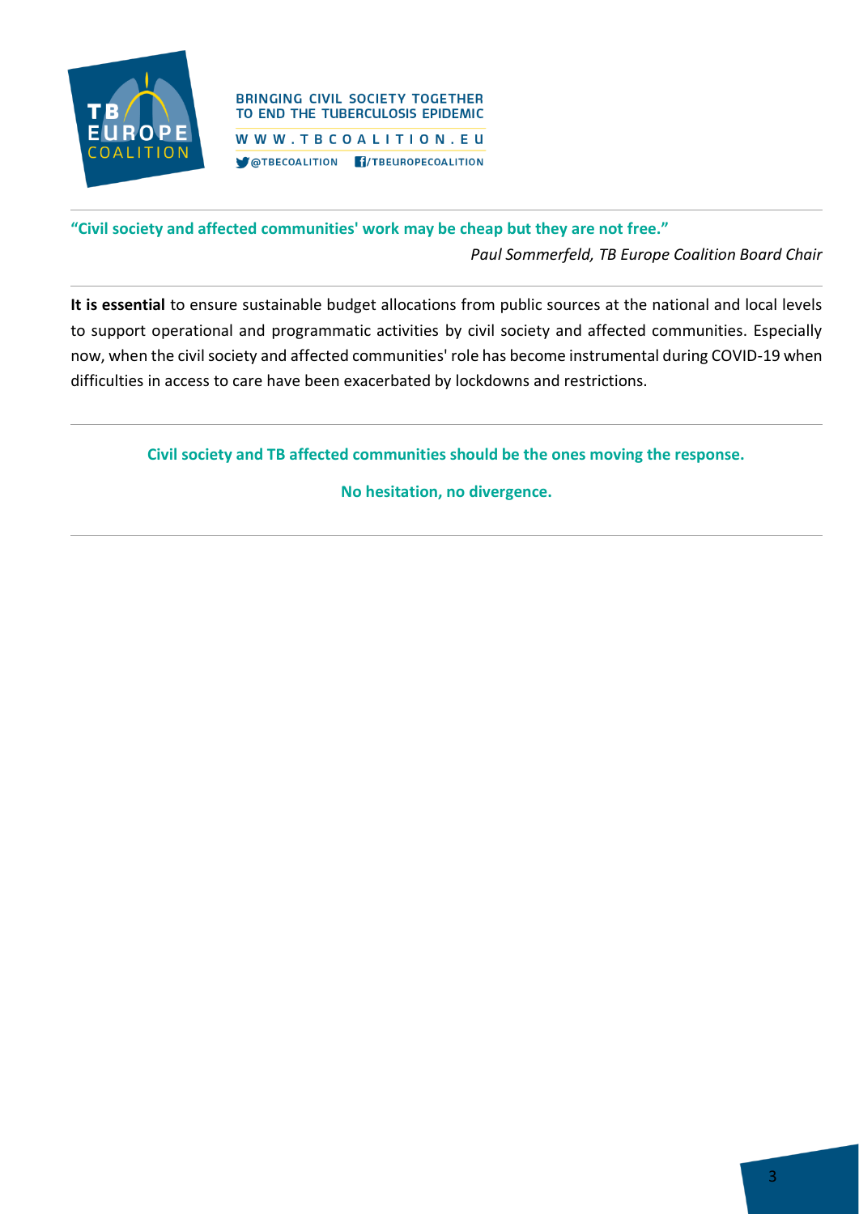**"Civil society and affected communities' work may be cheap but they are not free."**

*Paul Sommerfeld, TB Europe Coalition Board Chair*

**It is essential** to ensure sustainable budget allocations from public sources at the national and local levels to support operational and programmatic activities by civil society and affected communities. Especially now, when the civil society and affected communities' role has become instrumental during COVID-19 when difficulties in access to care have been exacerbated by lockdowns and restrictions.

**Civil society and TB affected communities should be the ones moving the response.**

**No hesitation, no divergence.**